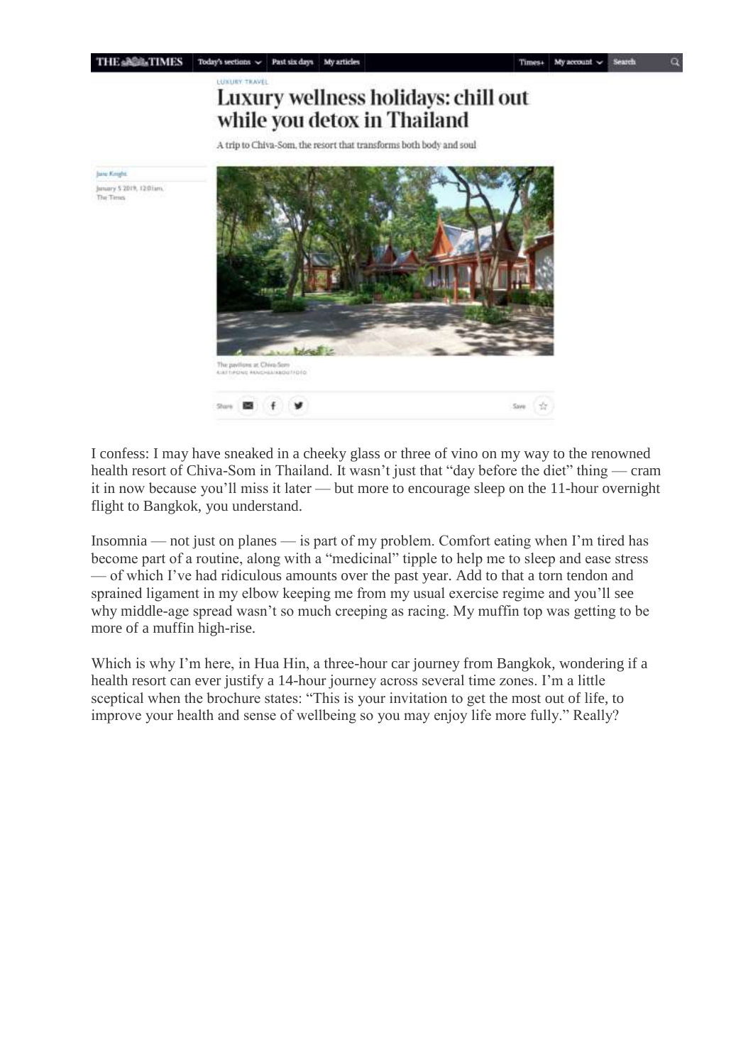LUXURY TRAVEL

# Luxury wellness holidays: chill out while you detox in Thailand

A trip to Chiva-Som, the resort that transforms both body and soul

Jane Knight

January 5 2019, 12:01am, The Times

The pavilions at Chiva-Som
KIATTIPONG PANCHEEAKBOUTFOTO

I confess: I may have sneaked in a cheeky glass or three of vino on my way to the renowned health resort of Chiva-Som in Thailand. It wasn't just that "day before the diet" thing — cram it in now because you'll miss it later — but more to encourage sleep on the 11-hour overnight flight to Bangkok, you understand.

Insomnia — not just on planes — is part of my problem. Comfort eating when I'm tired has become part of a routine, along with a "medicinal" tipple to help me to sleep and ease stress — of which I've had ridiculous amounts over the past year. Add to that a torn tendon and sprained ligament in my elbow keeping me from my usual exercise regime and you'll see why middle-age spread wasn't so much creeping as racing. My muffin top was getting to be more of a muffin high-rise.

Which is why I'm here, in Hua Hin, a three-hour car journey from Bangkok, wondering if a health resort can ever justify a 14-hour journey across several time zones. I'm a little sceptical when the brochure states: "This is your invitation to get the most out of life, to improve your health and sense of wellbeing so you may enjoy life more fully." Really?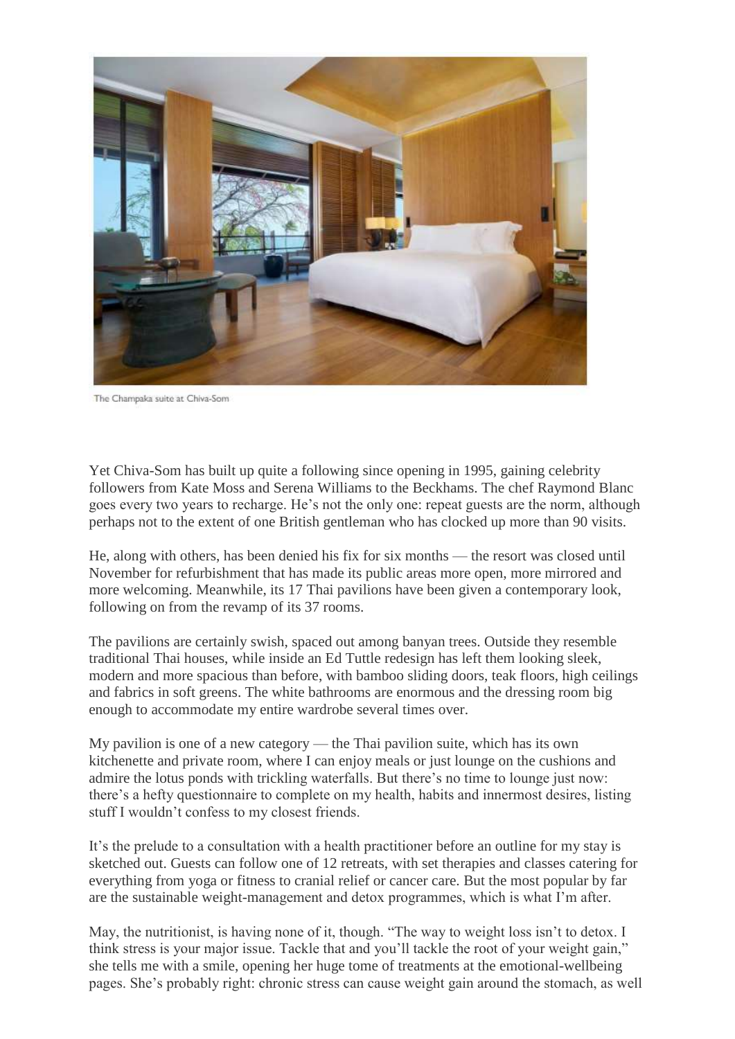The Champaka suite at Chiva-Som

Yet Chiva-Som has built up quite a following since opening in 1995, gaining celebrity followers from Kate Moss and Serena Williams to the Beckhams. The chef Raymond Blanc goes every two years to recharge. He's not the only one: repeat guests are the norm, although perhaps not to the extent of one British gentleman who has clocked up more than 90 visits.

He, along with others, has been denied his fix for six months — the resort was closed until November for refurbishment that has made its public areas more open, more mirrored and more welcoming. Meanwhile, its 17 Thai pavilions have been given a contemporary look, following on from the revamp of its 37 rooms.

The pavilions are certainly swish, spaced out among banyan trees. Outside they resemble traditional Thai houses, while inside an Ed Tuttle redesign has left them looking sleek, modern and more spacious than before, with bamboo sliding doors, teak floors, high ceilings and fabrics in soft greens. The white bathrooms are enormous and the dressing room big enough to accommodate my entire wardrobe several times over.

My pavilion is one of a new category — the Thai pavilion suite, which has its own kitchenette and private room, where I can enjoy meals or just lounge on the cushions and admire the lotus ponds with trickling waterfalls. But there's no time to lounge just now: there's a hefty questionnaire to complete on my health, habits and innermost desires, listing stuff I wouldn't confess to my closest friends.

It's the prelude to a consultation with a health practitioner before an outline for my stay is sketched out. Guests can follow one of 12 retreats, with set therapies and classes catering for everything from yoga or fitness to cranial relief or cancer care. But the most popular by far are the sustainable weight-management and detox programmes, which is what I'm after.

May, the nutritionist, is having none of it, though. "The way to weight loss isn't to detox. I think stress is your major issue. Tackle that and you'll tackle the root of your weight gain," she tells me with a smile, opening her huge tome of treatments at the emotional-wellbeing pages. She's probably right: chronic stress can cause weight gain around the stomach, as well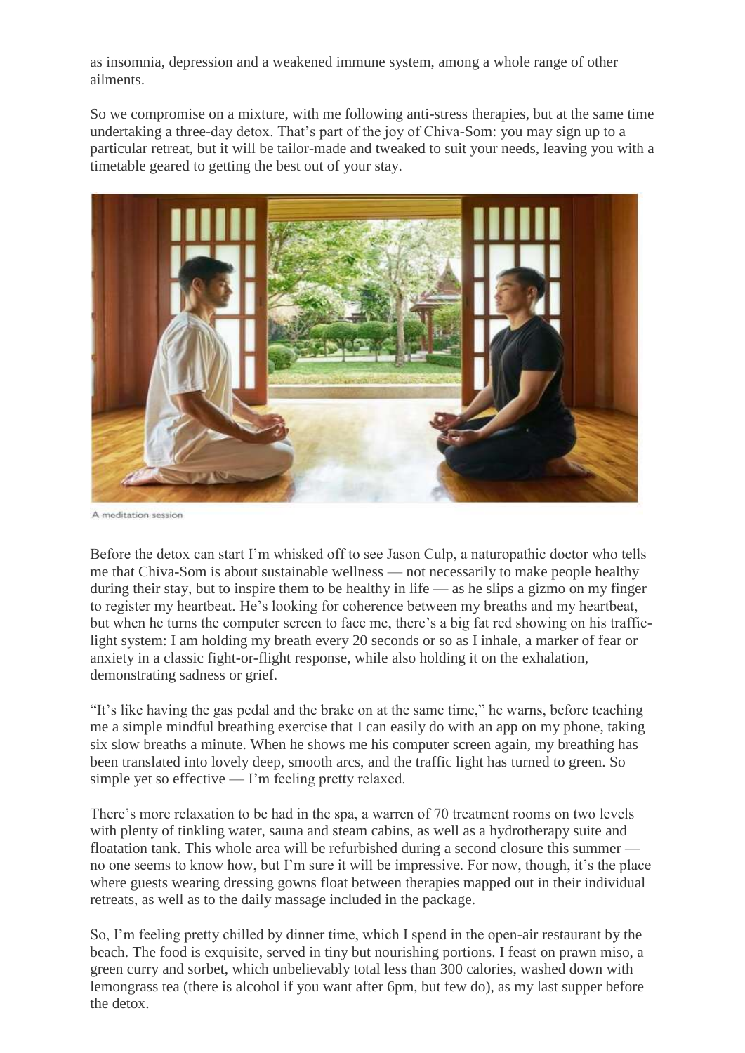as insomnia, depression and a weakened immune system, among a whole range of other ailments.

So we compromise on a mixture, with me following anti-stress therapies, but at the same time undertaking a three-day detox. That's part of the joy of Chiva-Som: you may sign up to a particular retreat, but it will be tailor-made and tweaked to suit your needs, leaving you with a timetable geared to getting the best out of your stay.

A meditation session

Before the detox can start I'm whisked off to see Jason Culp, a naturopathic doctor who tells me that Chiva-Som is about sustainable wellness — not necessarily to make people healthy during their stay, but to inspire them to be healthy in life — as he slips a gizmo on my finger to register my heartbeat. He's looking for coherence between my breaths and my heartbeat, but when he turns the computer screen to face me, there's a big fat red showing on his traffic-light system: I am holding my breath every 20 seconds or so as I inhale, a marker of fear or anxiety in a classic fight-or-flight response, while also holding it on the exhalation, demonstrating sadness or grief.

"It's like having the gas pedal and the brake on at the same time," he warns, before teaching me a simple mindful breathing exercise that I can easily do with an app on my phone, taking six slow breaths a minute. When he shows me his computer screen again, my breathing has been translated into lovely deep, smooth arcs, and the traffic light has turned to green. So simple yet so effective — I'm feeling pretty relaxed.

There's more relaxation to be had in the spa, a warren of 70 treatment rooms on two levels with plenty of tinkling water, sauna and steam cabins, as well as a hydrotherapy suite and floatation tank. This whole area will be refurbished during a second closure this summer — no one seems to know how, but I'm sure it will be impressive. For now, though, it's the place where guests wearing dressing gowns float between therapies mapped out in their individual retreats, as well as to the daily massage included in the package.

So, I'm feeling pretty chilled by dinner time, which I spend in the open-air restaurant by the beach. The food is exquisite, served in tiny but nourishing portions. I feast on prawn miso, a green curry and sorbet, which unbelievably total less than 300 calories, washed down with lemongrass tea (there is alcohol if you want after 6pm, but few do), as my last supper before the detox.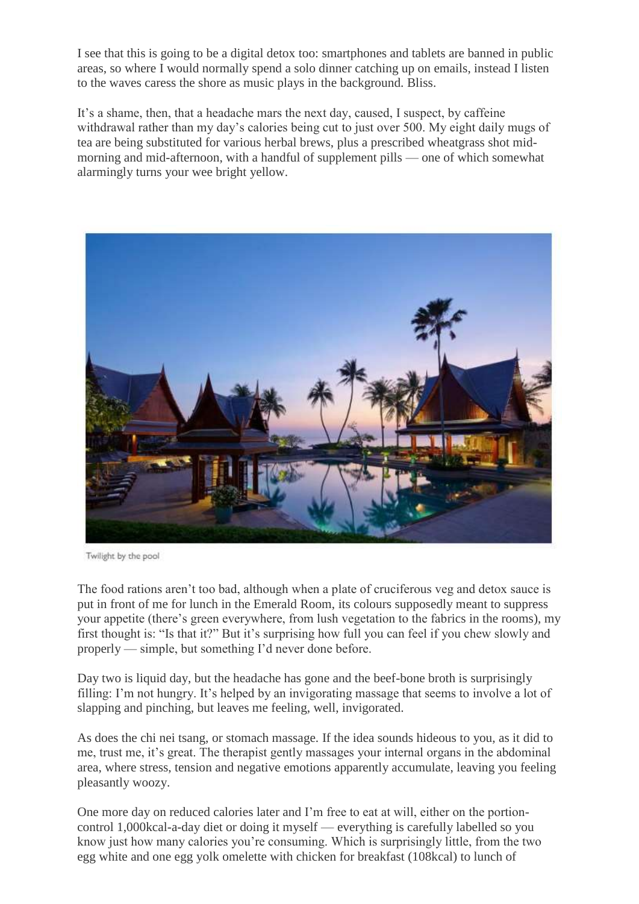I see that this is going to be a digital detox too: smartphones and tablets are banned in public areas, so where I would normally spend a solo dinner catching up on emails, instead I listen to the waves caress the shore as music plays in the background. Bliss.

It's a shame, then, that a headache mars the next day, caused, I suspect, by caffeine withdrawal rather than my day's calories being cut to just over 500. My eight daily mugs of tea are being substituted for various herbal brews, plus a prescribed wheatgrass shot mid-morning and mid-afternoon, with a handful of supplement pills — one of which somewhat alarmingly turns your wee bright yellow.

Twilight by the pool

The food rations aren't too bad, although when a plate of cruciferous veg and detox sauce is put in front of me for lunch in the Emerald Room, its colours supposedly meant to suppress your appetite (there's green everywhere, from lush vegetation to the fabrics in the rooms), my first thought is: "Is that it?" But it's surprising how full you can feel if you chew slowly and properly — simple, but something I'd never done before.

Day two is liquid day, but the headache has gone and the beef-bone broth is surprisingly filling: I'm not hungry. It's helped by an invigorating massage that seems to involve a lot of slapping and pinching, but leaves me feeling, well, invigorated.

As does the chi nei tsang, or stomach massage. If the idea sounds hideous to you, as it did to me, trust me, it's great. The therapist gently massages your internal organs in the abdominal area, where stress, tension and negative emotions apparently accumulate, leaving you feeling pleasantly woozy.

One more day on reduced calories later and I'm free to eat at will, either on the portion-control 1,000kcal-a-day diet or doing it myself — everything is carefully labelled so you know just how many calories you're consuming. Which is surprisingly little, from the two egg white and one egg yolk omelette with chicken for breakfast (108kcal) to lunch of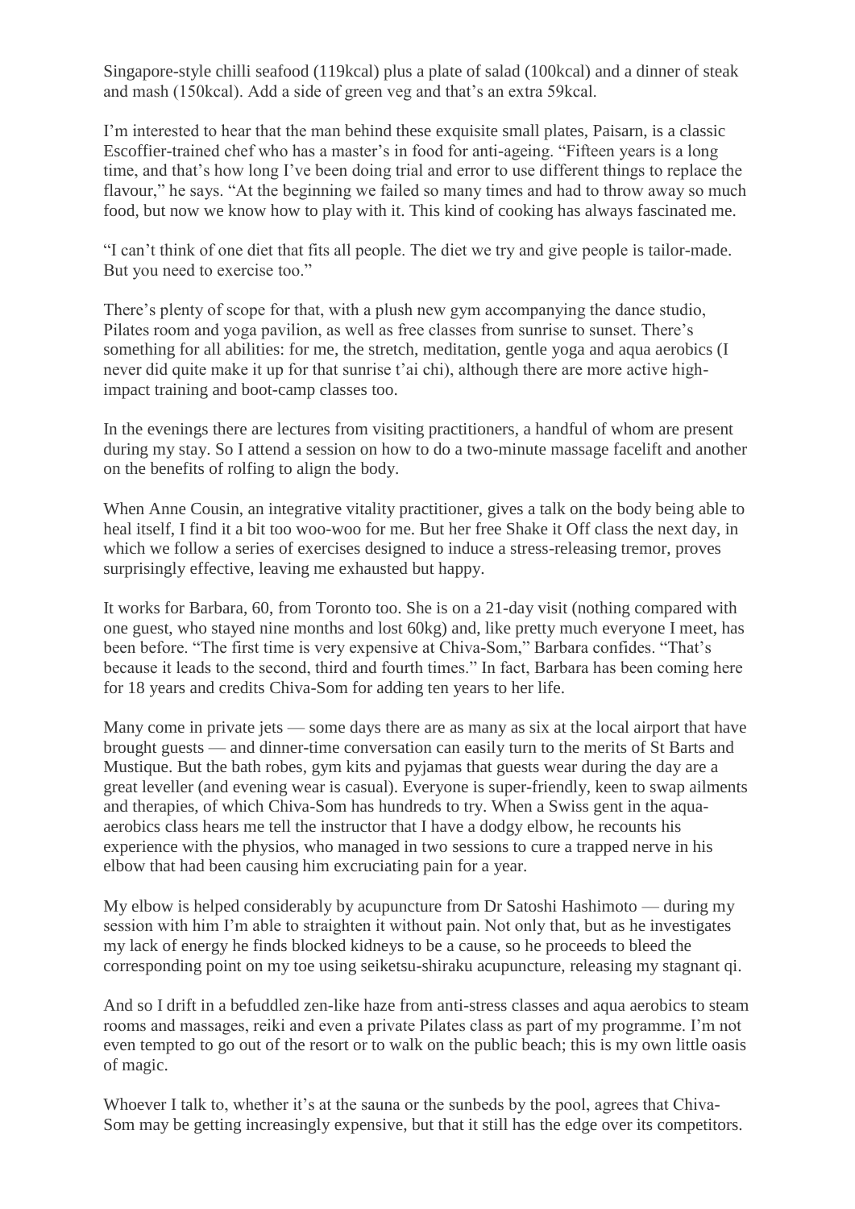Singapore-style chilli seafood (119kcal) plus a plate of salad (100kcal) and a dinner of steak and mash (150kcal). Add a side of green veg and that's an extra 59kcal.

I'm interested to hear that the man behind these exquisite small plates, Paisarn, is a classic Escoffier-trained chef who has a master's in food for anti-ageing. "Fifteen years is a long time, and that's how long I've been doing trial and error to use different things to replace the flavour," he says. "At the beginning we failed so many times and had to throw away so much food, but now we know how to play with it. This kind of cooking has always fascinated me.

"I can't think of one diet that fits all people. The diet we try and give people is tailor-made. But you need to exercise too."

There's plenty of scope for that, with a plush new gym accompanying the dance studio, Pilates room and yoga pavilion, as well as free classes from sunrise to sunset. There's something for all abilities: for me, the stretch, meditation, gentle yoga and aqua aerobics (I never did quite make it up for that sunrise t'ai chi), although there are more active high-impact training and boot-camp classes too.

In the evenings there are lectures from visiting practitioners, a handful of whom are present during my stay. So I attend a session on how to do a two-minute massage facelift and another on the benefits of rolfing to align the body.

When Anne Cousin, an integrative vitality practitioner, gives a talk on the body being able to heal itself, I find it a bit too woo-woo for me. But her free Shake it Off class the next day, in which we follow a series of exercises designed to induce a stress-releasing tremor, proves surprisingly effective, leaving me exhausted but happy.

It works for Barbara, 60, from Toronto too. She is on a 21-day visit (nothing compared with one guest, who stayed nine months and lost 60kg) and, like pretty much everyone I meet, has been before. "The first time is very expensive at Chiva-Som," Barbara confides. "That's because it leads to the second, third and fourth times." In fact, Barbara has been coming here for 18 years and credits Chiva-Som for adding ten years to her life.

Many come in private jets — some days there are as many as six at the local airport that have brought guests — and dinner-time conversation can easily turn to the merits of St Barts and Mustique. But the bath robes, gym kits and pyjamas that guests wear during the day are a great leveller (and evening wear is casual). Everyone is super-friendly, keen to swap ailments and therapies, of which Chiva-Som has hundreds to try. When a Swiss gent in the aqua-aerobics class hears me tell the instructor that I have a dodgy elbow, he recounts his experience with the physios, who managed in two sessions to cure a trapped nerve in his elbow that had been causing him excruciating pain for a year.

My elbow is helped considerably by acupuncture from Dr Satoshi Hashimoto — during my session with him I'm able to straighten it without pain. Not only that, but as he investigates my lack of energy he finds blocked kidneys to be a cause, so he proceeds to bleed the corresponding point on my toe using seiketsu-shiraku acupuncture, releasing my stagnant qi.

And so I drift in a befuddled zen-like haze from anti-stress classes and aqua aerobics to steam rooms and massages, reiki and even a private Pilates class as part of my programme. I'm not even tempted to go out of the resort or to walk on the public beach; this is my own little oasis of magic.

Whoever I talk to, whether it's at the sauna or the sunbeds by the pool, agrees that Chiva-Som may be getting increasingly expensive, but that it still has the edge over its competitors.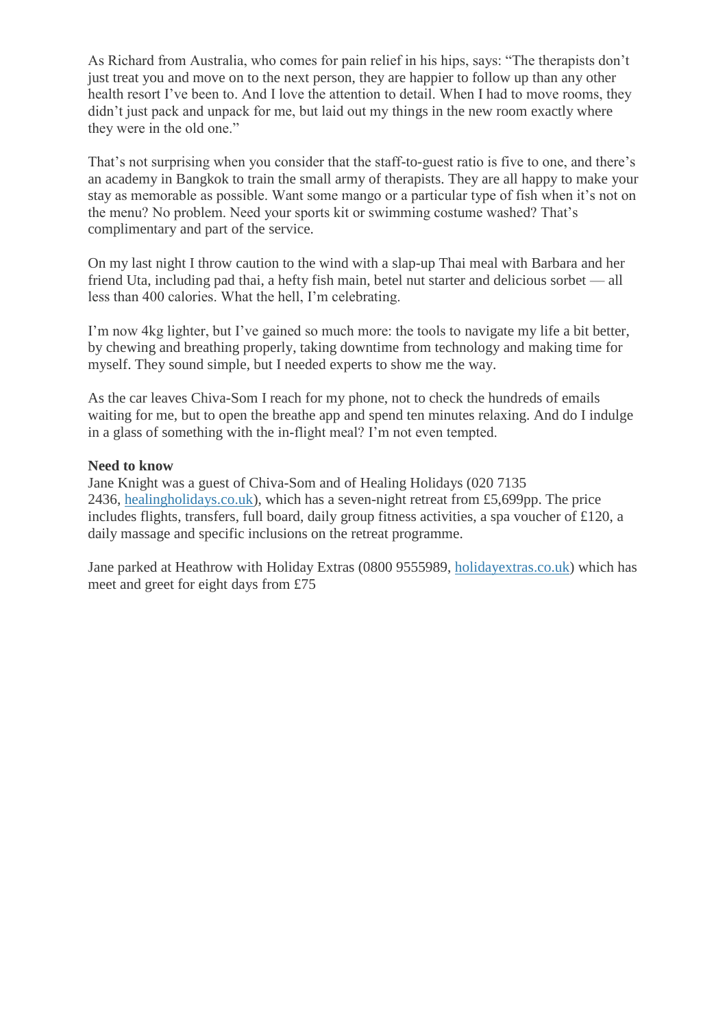As Richard from Australia, who comes for pain relief in his hips, says: "The therapists don't just treat you and move on to the next person, they are happier to follow up than any other health resort I've been to. And I love the attention to detail. When I had to move rooms, they didn't just pack and unpack for me, but laid out my things in the new room exactly where they were in the old one."

That's not surprising when you consider that the staff-to-guest ratio is five to one, and there's an academy in Bangkok to train the small army of therapists. They are all happy to make your stay as memorable as possible. Want some mango or a particular type of fish when it's not on the menu? No problem. Need your sports kit or swimming costume washed? That's complimentary and part of the service.

On my last night I throw caution to the wind with a slap-up Thai meal with Barbara and her friend Uta, including pad thai, a hefty fish main, betel nut starter and delicious sorbet — all less than 400 calories. What the hell, I'm celebrating.

I'm now 4kg lighter, but I've gained so much more: the tools to navigate my life a bit better, by chewing and breathing properly, taking downtime from technology and making time for myself. They sound simple, but I needed experts to show me the way.

As the car leaves Chiva-Som I reach for my phone, not to check the hundreds of emails waiting for me, but to open the breathe app and spend ten minutes relaxing. And do I indulge in a glass of something with the in-flight meal? I'm not even tempted.

**Need to know**
Jane Knight was a guest of Chiva-Som and of Healing Holidays (020 7135 2436, healingholidays.co.uk), which has a seven-night retreat from £5,699pp. The price includes flights, transfers, full board, daily group fitness activities, a spa voucher of £120, a daily massage and specific inclusions on the retreat programme.

Jane parked at Heathrow with Holiday Extras (0800 9555989, holidayextras.co.uk) which has meet and greet for eight days from £75